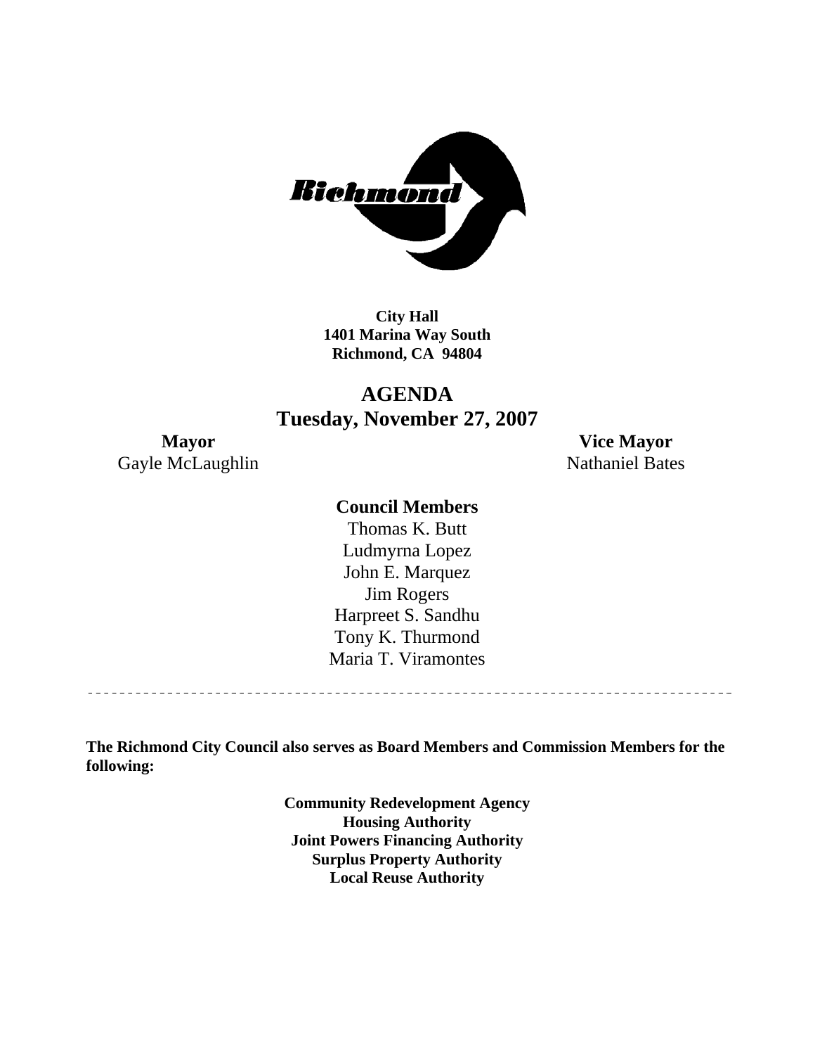**City Hall**
**1401 Marina Way South**
**Richmond, CA 94804**

# AGENDA
## Tuesday, November 27, 2007

| **Mayor** | **Vice Mayor** |
|---|---|
| Gayle McLaughlin | Nathaniel Bates |

**Council Members**

Thomas K. Butt
Ludmyrna Lopez
John E. Marquez
Jim Rogers
Harpreet S. Sandhu
Tony K. Thurmond
Maria T. Viramontes

---

**The Richmond City Council also serves as Board Members and Commission Members for the following:**

**Community Redevelopment Agency**
**Housing Authority**
**Joint Powers Financing Authority**
**Surplus Property Authority**
**Local Reuse Authority**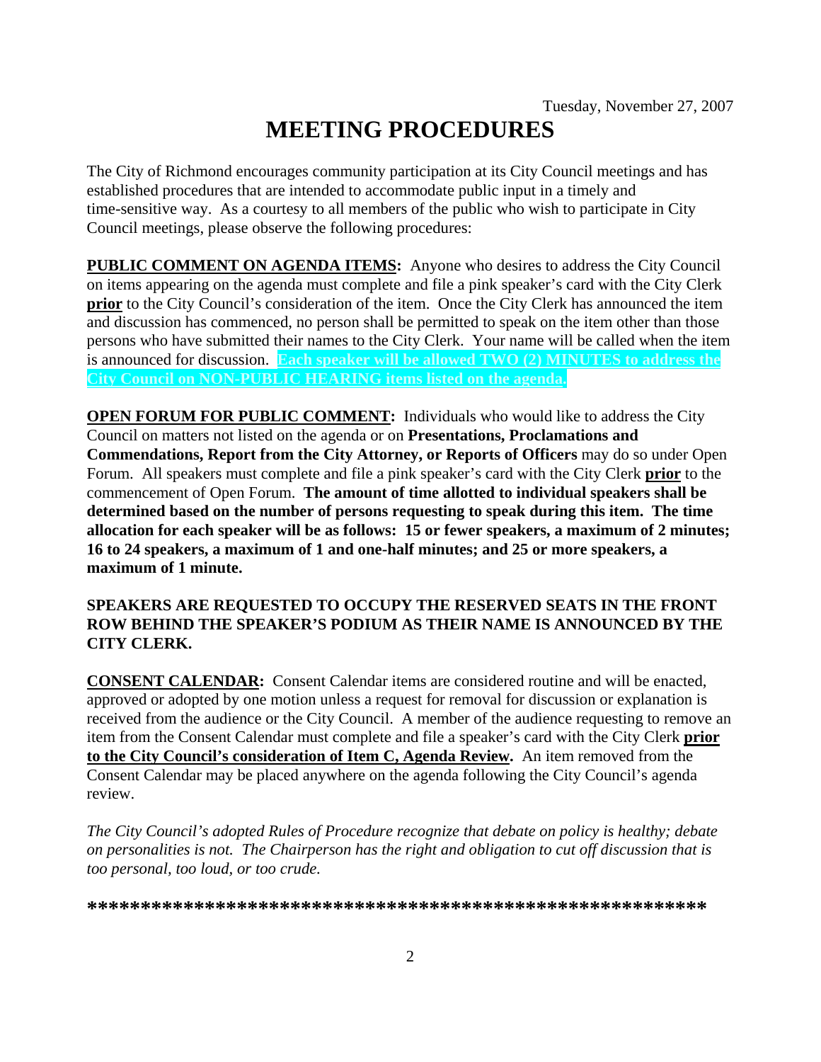Tuesday, November 27, 2007

# MEETING PROCEDURES

The City of Richmond encourages community participation at its City Council meetings and has established procedures that are intended to accommodate public input in a timely and time-sensitive way. As a courtesy to all members of the public who wish to participate in City Council meetings, please observe the following procedures:

**PUBLIC COMMENT ON AGENDA ITEMS:** Anyone who desires to address the City Council on items appearing on the agenda must complete and file a pink speaker's card with the City Clerk **prior** to the City Council's consideration of the item. Once the City Clerk has announced the item and discussion has commenced, no person shall be permitted to speak on the item other than those persons who have submitted their names to the City Clerk. Your name will be called when the item is announced for discussion. **Each speaker will be allowed TWO (2) MINUTES to address the City Council on NON-PUBLIC HEARING items listed on the agenda.**

**OPEN FORUM FOR PUBLIC COMMENT:** Individuals who would like to address the City Council on matters not listed on the agenda or on **Presentations, Proclamations and Commendations, Report from the City Attorney, or Reports of Officers** may do so under Open Forum. All speakers must complete and file a pink speaker's card with the City Clerk **prior** to the commencement of Open Forum. **The amount of time allotted to individual speakers shall be determined based on the number of persons requesting to speak during this item. The time allocation for each speaker will be as follows: 15 or fewer speakers, a maximum of 2 minutes; 16 to 24 speakers, a maximum of 1 and one-half minutes; and 25 or more speakers, a maximum of 1 minute.**

**SPEAKERS ARE REQUESTED TO OCCUPY THE RESERVED SEATS IN THE FRONT ROW BEHIND THE SPEAKER'S PODIUM AS THEIR NAME IS ANNOUNCED BY THE CITY CLERK.**

**CONSENT CALENDAR:** Consent Calendar items are considered routine and will be enacted, approved or adopted by one motion unless a request for removal for discussion or explanation is received from the audience or the City Council. A member of the audience requesting to remove an item from the Consent Calendar must complete and file a speaker's card with the City Clerk **prior to the City Council's consideration of Item C, Agenda Review.** An item removed from the Consent Calendar may be placed anywhere on the agenda following the City Council's agenda review.

*The City Council's adopted Rules of Procedure recognize that debate on policy is healthy; debate on personalities is not. The Chairperson has the right and obligation to cut off discussion that is too personal, too loud, or too crude.*

**\*\*\*\*\*\*\*\*\*\*\*\*\*\*\*\*\*\*\*\*\*\*\*\*\*\*\*\*\*\*\*\*\*\*\*\*\*\*\*\*\*\*\*\*\*\*\*\*\*\*\*\*\*\*\*\*\*\***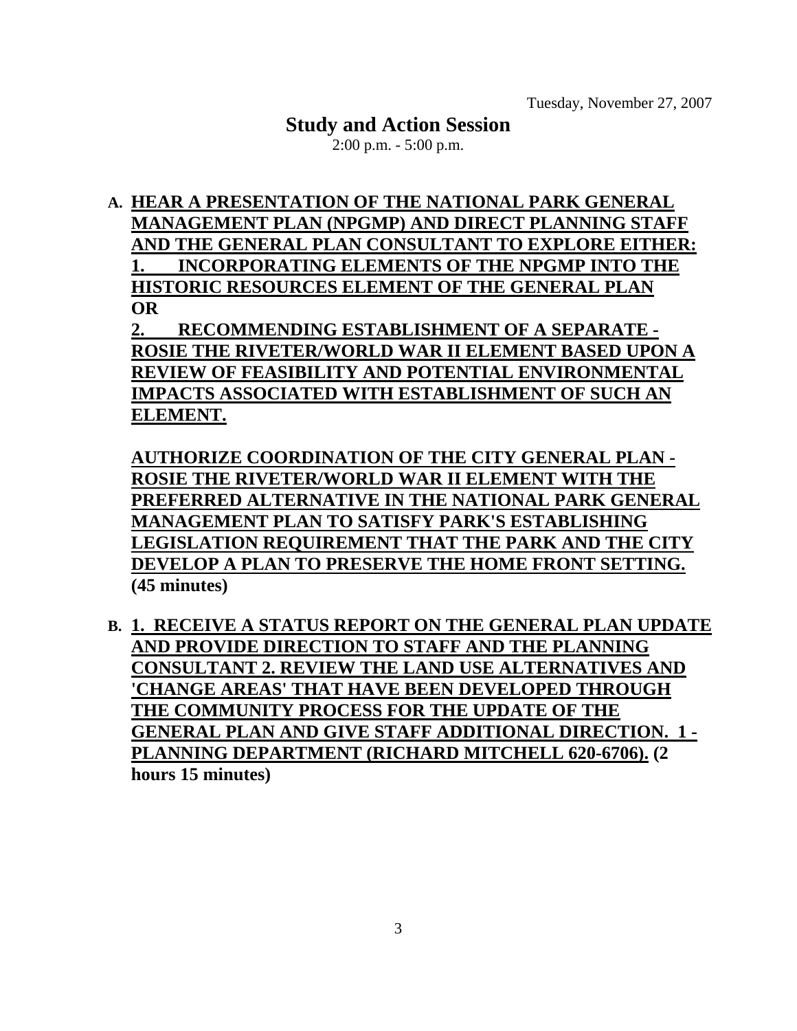Tuesday, November 27, 2007

## Study and Action Session

2:00 p.m. - 5:00 p.m.

**A. HEAR A PRESENTATION OF THE NATIONAL PARK GENERAL MANAGEMENT PLAN (NPGMP) AND DIRECT PLANNING STAFF AND THE GENERAL PLAN CONSULTANT TO EXPLORE EITHER:**
**1. INCORPORATING ELEMENTS OF THE NPGMP INTO THE HISTORIC RESOURCES ELEMENT OF THE GENERAL PLAN**
**OR**
**2. RECOMMENDING ESTABLISHMENT OF A SEPARATE - ROSIE THE RIVETER/WORLD WAR II ELEMENT BASED UPON A REVIEW OF FEASIBILITY AND POTENTIAL ENVIRONMENTAL IMPACTS ASSOCIATED WITH ESTABLISHMENT OF SUCH AN ELEMENT.**

**AUTHORIZE COORDINATION OF THE CITY GENERAL PLAN - ROSIE THE RIVETER/WORLD WAR II ELEMENT WITH THE PREFERRED ALTERNATIVE IN THE NATIONAL PARK GENERAL MANAGEMENT PLAN TO SATISFY PARK'S ESTABLISHING LEGISLATION REQUIREMENT THAT THE PARK AND THE CITY DEVELOP A PLAN TO PRESERVE THE HOME FRONT SETTING. (45 minutes)**

**B. 1. RECEIVE A STATUS REPORT ON THE GENERAL PLAN UPDATE AND PROVIDE DIRECTION TO STAFF AND THE PLANNING CONSULTANT 2. REVIEW THE LAND USE ALTERNATIVES AND 'CHANGE AREAS' THAT HAVE BEEN DEVELOPED THROUGH THE COMMUNITY PROCESS FOR THE UPDATE OF THE GENERAL PLAN AND GIVE STAFF ADDITIONAL DIRECTION. 1 - PLANNING DEPARTMENT (RICHARD MITCHELL 620-6706). (2 hours 15 minutes)**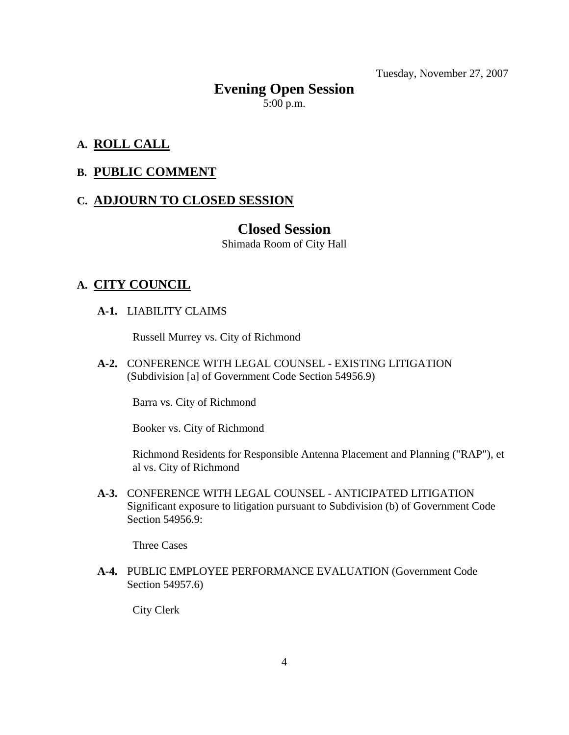Tuesday, November 27, 2007

# Evening Open Session

5:00 p.m.

## A. ROLL CALL

## B. PUBLIC COMMENT

## C. ADJOURN TO CLOSED SESSION

# Closed Session

Shimada Room of City Hall

## A. CITY COUNCIL

**A-1.** LIABILITY CLAIMS

Russell Murrey vs. City of Richmond

**A-2.** CONFERENCE WITH LEGAL COUNSEL - EXISTING LITIGATION (Subdivision [a] of Government Code Section 54956.9)

Barra vs. City of Richmond

Booker vs. City of Richmond

Richmond Residents for Responsible Antenna Placement and Planning ("RAP"), et al vs. City of Richmond

**A-3.** CONFERENCE WITH LEGAL COUNSEL - ANTICIPATED LITIGATION Significant exposure to litigation pursuant to Subdivision (b) of Government Code Section 54956.9:

Three Cases

**A-4.** PUBLIC EMPLOYEE PERFORMANCE EVALUATION (Government Code Section 54957.6)

City Clerk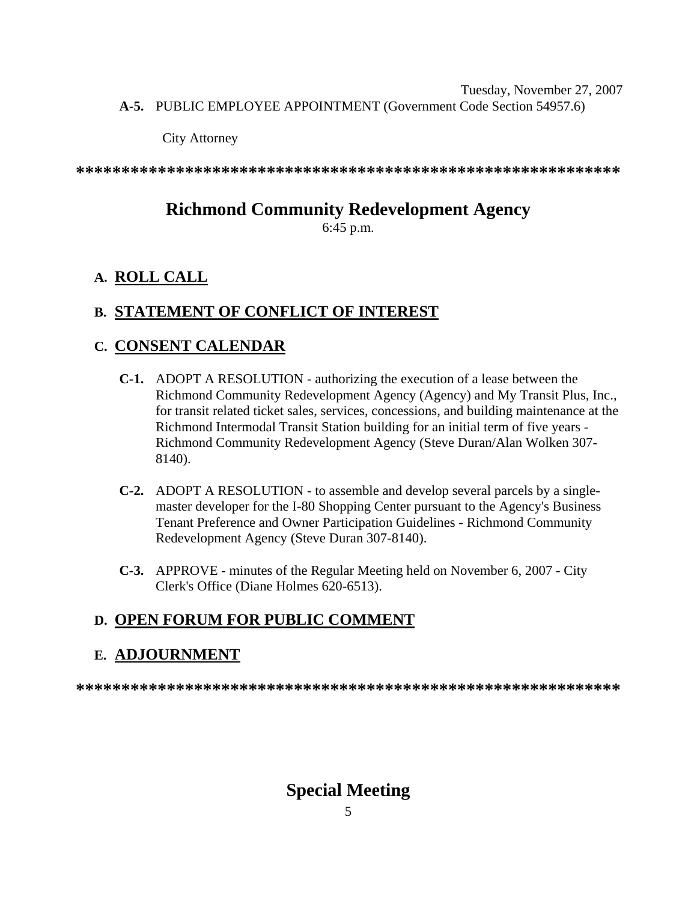**A-5.** PUBLIC EMPLOYEE APPOINTMENT (Government Code Section 54957.6)

City Attorney

************************************************************

## Richmond Community Redevelopment Agency

6:45 p.m.

### A. ROLL CALL

### B. STATEMENT OF CONFLICT OF INTEREST

### C. CONSENT CALENDAR

**C-1.** ADOPT A RESOLUTION - authorizing the execution of a lease between the Richmond Community Redevelopment Agency (Agency) and My Transit Plus, Inc., for transit related ticket sales, services, concessions, and building maintenance at the Richmond Intermodal Transit Station building for an initial term of five years - Richmond Community Redevelopment Agency (Steve Duran/Alan Wolken 307-8140).

**C-2.** ADOPT A RESOLUTION - to assemble and develop several parcels by a single-master developer for the I-80 Shopping Center pursuant to the Agency's Business Tenant Preference and Owner Participation Guidelines - Richmond Community Redevelopment Agency (Steve Duran 307-8140).

**C-3.** APPROVE - minutes of the Regular Meeting held on November 6, 2007 - City Clerk's Office (Diane Holmes 620-6513).

### D. OPEN FORUM FOR PUBLIC COMMENT

### E. ADJOURNMENT

************************************************************

## Special Meeting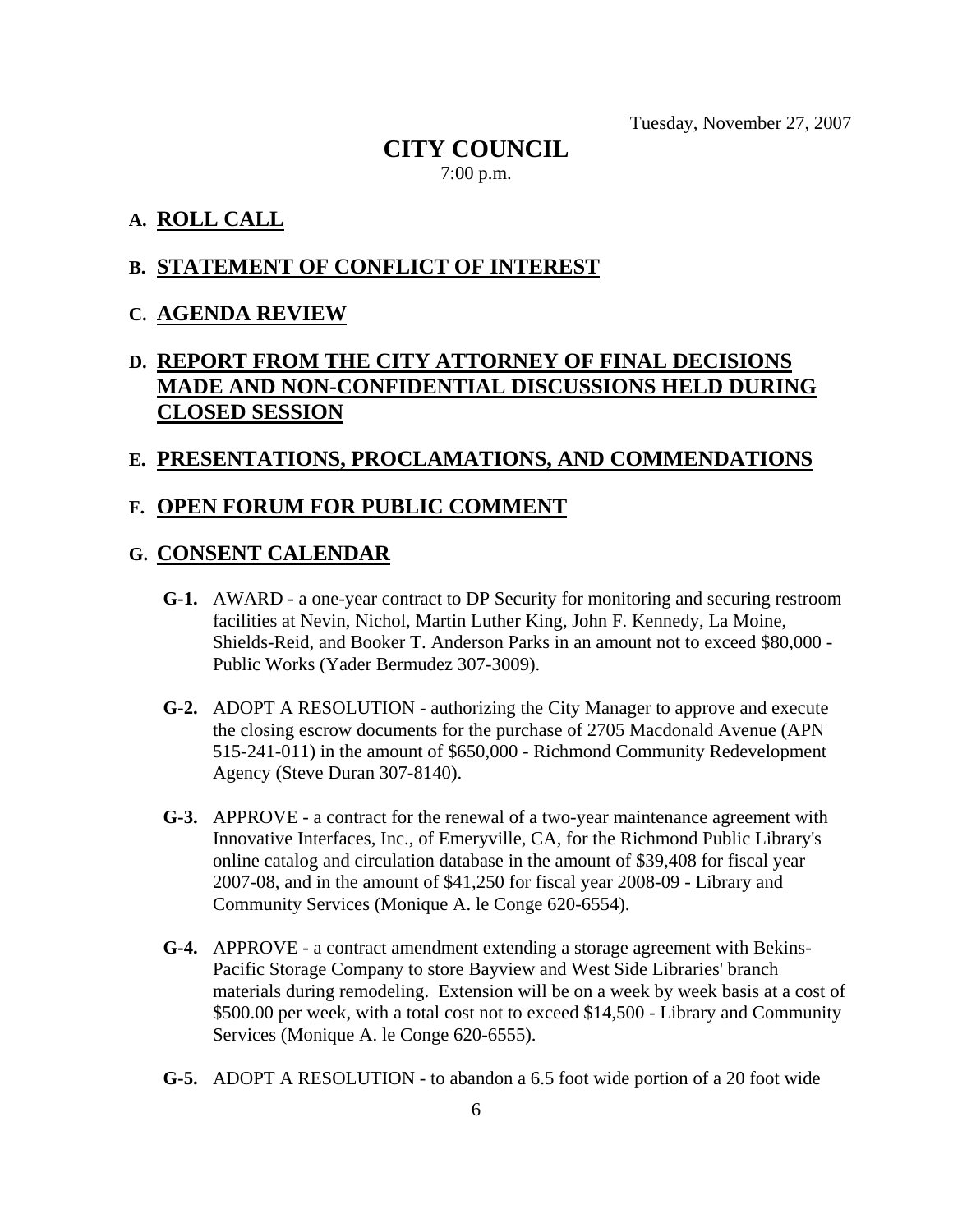Tuesday, November 27, 2007

# CITY COUNCIL

7:00 p.m.

## A. ROLL CALL

## B. STATEMENT OF CONFLICT OF INTEREST

## C. AGENDA REVIEW

## D. REPORT FROM THE CITY ATTORNEY OF FINAL DECISIONS MADE AND NON-CONFIDENTIAL DISCUSSIONS HELD DURING CLOSED SESSION

## E. PRESENTATIONS, PROCLAMATIONS, AND COMMENDATIONS

## F. OPEN FORUM FOR PUBLIC COMMENT

## G. CONSENT CALENDAR

**G-1.** AWARD - a one-year contract to DP Security for monitoring and securing restroom facilities at Nevin, Nichol, Martin Luther King, John F. Kennedy, La Moine, Shields-Reid, and Booker T. Anderson Parks in an amount not to exceed $80,000 - Public Works (Yader Bermudez 307-3009).

**G-2.** ADOPT A RESOLUTION - authorizing the City Manager to approve and execute the closing escrow documents for the purchase of 2705 Macdonald Avenue (APN 515-241-011) in the amount of $650,000 - Richmond Community Redevelopment Agency (Steve Duran 307-8140).

**G-3.** APPROVE - a contract for the renewal of a two-year maintenance agreement with Innovative Interfaces, Inc., of Emeryville, CA, for the Richmond Public Library's online catalog and circulation database in the amount of $39,408 for fiscal year 2007-08, and in the amount of $41,250 for fiscal year 2008-09 - Library and Community Services (Monique A. le Conge 620-6554).

**G-4.** APPROVE - a contract amendment extending a storage agreement with Bekins-Pacific Storage Company to store Bayview and West Side Libraries' branch materials during remodeling. Extension will be on a week by week basis at a cost of $500.00 per week, with a total cost not to exceed $14,500 - Library and Community Services (Monique A. le Conge 620-6555).

**G-5.** ADOPT A RESOLUTION - to abandon a 6.5 foot wide portion of a 20 foot wide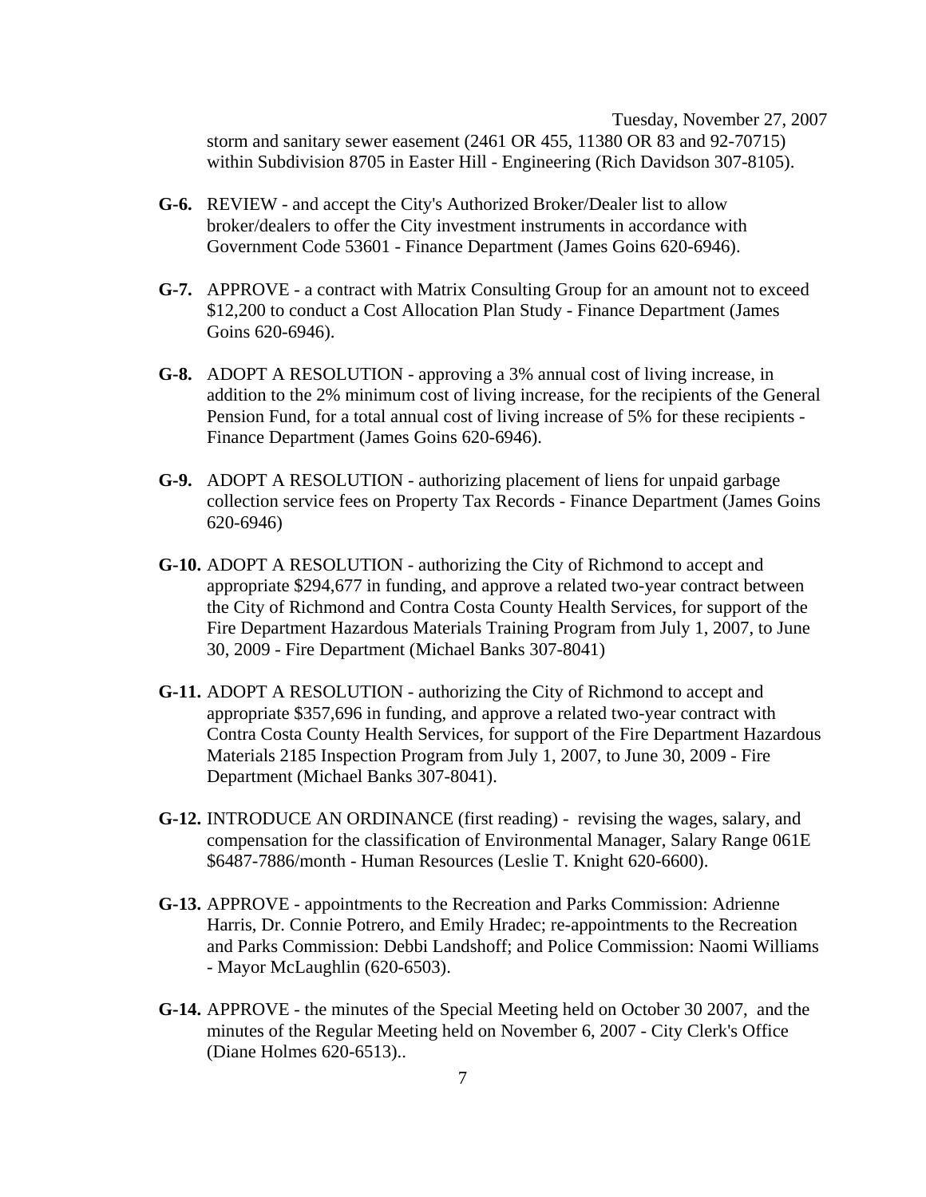storm and sanitary sewer easement (2461 OR 455, 11380 OR 83 and 92-70715) within Subdivision 8705 in Easter Hill - Engineering (Rich Davidson 307-8105).

**G-6.** REVIEW - and accept the City's Authorized Broker/Dealer list to allow broker/dealers to offer the City investment instruments in accordance with Government Code 53601 - Finance Department (James Goins 620-6946).

**G-7.** APPROVE - a contract with Matrix Consulting Group for an amount not to exceed $12,200 to conduct a Cost Allocation Plan Study - Finance Department (James Goins 620-6946).

**G-8.** ADOPT A RESOLUTION - approving a 3% annual cost of living increase, in addition to the 2% minimum cost of living increase, for the recipients of the General Pension Fund, for a total annual cost of living increase of 5% for these recipients - Finance Department (James Goins 620-6946).

**G-9.** ADOPT A RESOLUTION - authorizing placement of liens for unpaid garbage collection service fees on Property Tax Records - Finance Department (James Goins 620-6946)

**G-10.** ADOPT A RESOLUTION - authorizing the City of Richmond to accept and appropriate $294,677 in funding, and approve a related two-year contract between the City of Richmond and Contra Costa County Health Services, for support of the Fire Department Hazardous Materials Training Program from July 1, 2007, to June 30, 2009 - Fire Department (Michael Banks 307-8041)

**G-11.** ADOPT A RESOLUTION - authorizing the City of Richmond to accept and appropriate $357,696 in funding, and approve a related two-year contract with Contra Costa County Health Services, for support of the Fire Department Hazardous Materials 2185 Inspection Program from July 1, 2007, to June 30, 2009 - Fire Department (Michael Banks 307-8041).

**G-12.** INTRODUCE AN ORDINANCE (first reading) - revising the wages, salary, and compensation for the classification of Environmental Manager, Salary Range 061E $6487-7886/month - Human Resources (Leslie T. Knight 620-6600).

**G-13.** APPROVE - appointments to the Recreation and Parks Commission: Adrienne Harris, Dr. Connie Potrero, and Emily Hradec; re-appointments to the Recreation and Parks Commission: Debbi Landshoff; and Police Commission: Naomi Williams - Mayor McLaughlin (620-6503).

**G-14.** APPROVE - the minutes of the Special Meeting held on October 30 2007, and the minutes of the Regular Meeting held on November 6, 2007 - City Clerk's Office (Diane Holmes 620-6513)..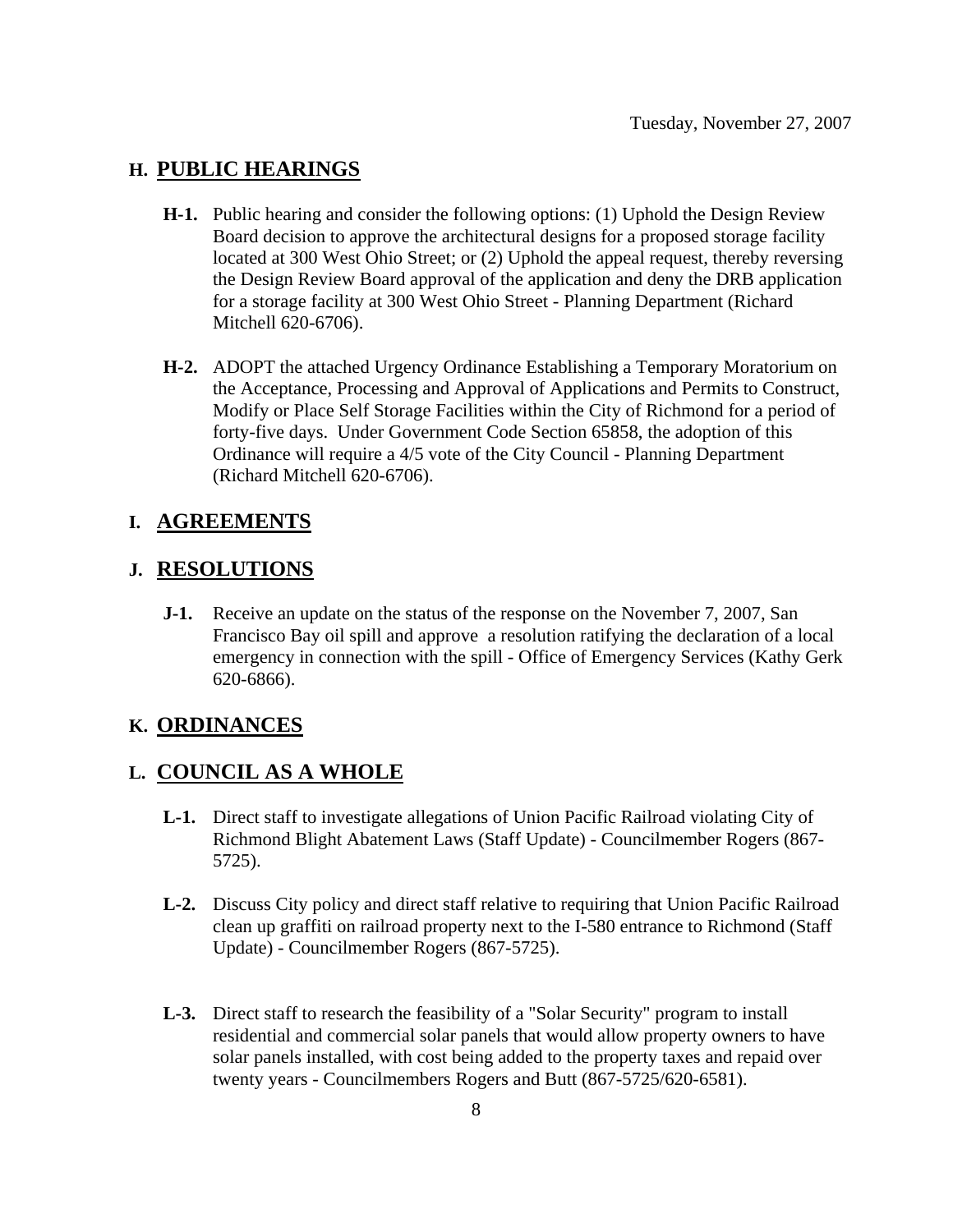## H. PUBLIC HEARINGS

**H-1.** Public hearing and consider the following options: (1) Uphold the Design Review Board decision to approve the architectural designs for a proposed storage facility located at 300 West Ohio Street; or (2) Uphold the appeal request, thereby reversing the Design Review Board approval of the application and deny the DRB application for a storage facility at 300 West Ohio Street - Planning Department (Richard Mitchell 620-6706).

**H-2.** ADOPT the attached Urgency Ordinance Establishing a Temporary Moratorium on the Acceptance, Processing and Approval of Applications and Permits to Construct, Modify or Place Self Storage Facilities within the City of Richmond for a period of forty-five days. Under Government Code Section 65858, the adoption of this Ordinance will require a 4/5 vote of the City Council - Planning Department (Richard Mitchell 620-6706).

## I. AGREEMENTS

## J. RESOLUTIONS

**J-1.** Receive an update on the status of the response on the November 7, 2007, San Francisco Bay oil spill and approve a resolution ratifying the declaration of a local emergency in connection with the spill - Office of Emergency Services (Kathy Gerk 620-6866).

## K. ORDINANCES

## L. COUNCIL AS A WHOLE

**L-1.** Direct staff to investigate allegations of Union Pacific Railroad violating City of Richmond Blight Abatement Laws (Staff Update) - Councilmember Rogers (867-5725).

**L-2.** Discuss City policy and direct staff relative to requiring that Union Pacific Railroad clean up graffiti on railroad property next to the I-580 entrance to Richmond (Staff Update) - Councilmember Rogers (867-5725).

**L-3.** Direct staff to research the feasibility of a "Solar Security" program to install residential and commercial solar panels that would allow property owners to have solar panels installed, with cost being added to the property taxes and repaid over twenty years - Councilmembers Rogers and Butt (867-5725/620-6581).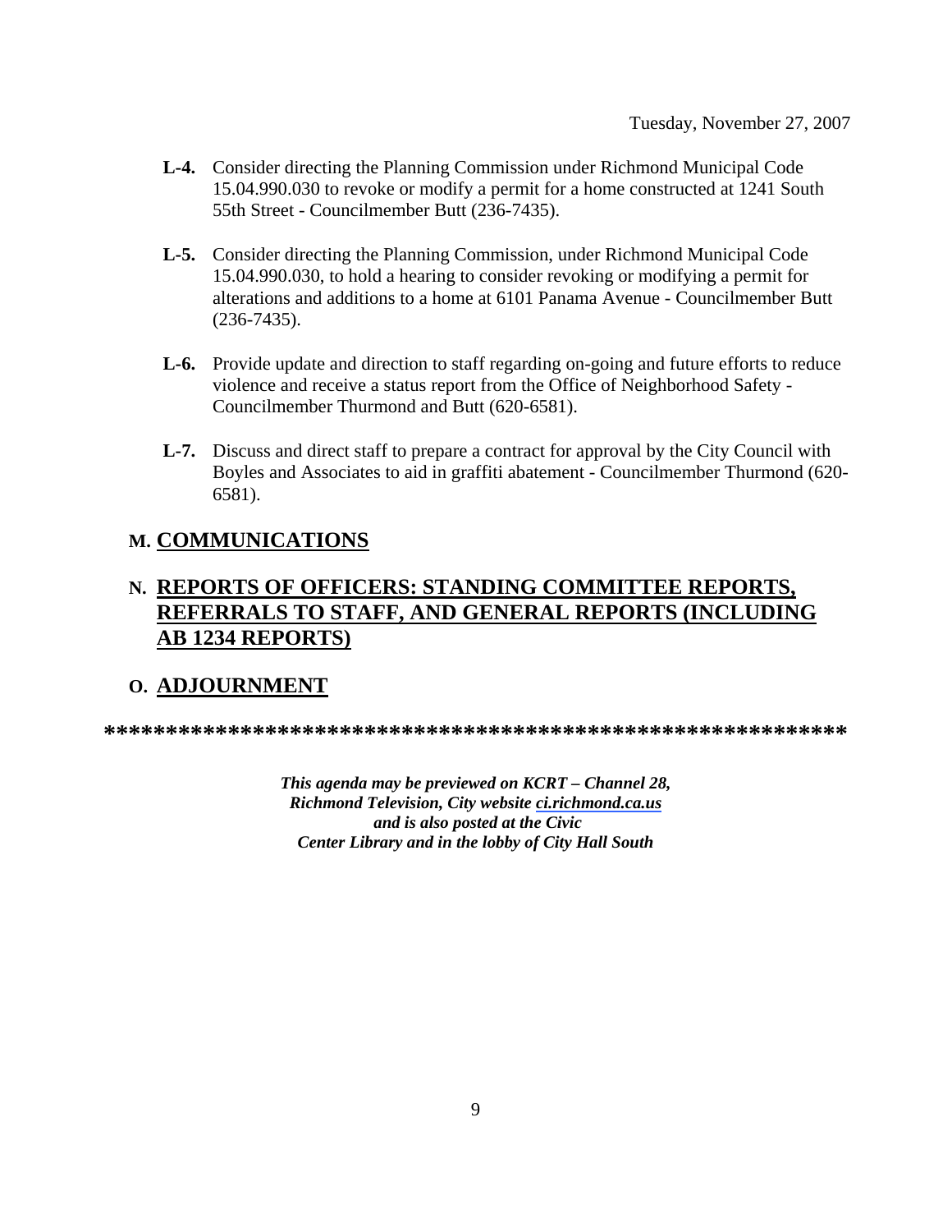**L-4.** Consider directing the Planning Commission under Richmond Municipal Code 15.04.990.030 to revoke or modify a permit for a home constructed at 1241 South 55th Street - Councilmember Butt (236-7435).

**L-5.** Consider directing the Planning Commission, under Richmond Municipal Code 15.04.990.030, to hold a hearing to consider revoking or modifying a permit for alterations and additions to a home at 6101 Panama Avenue - Councilmember Butt (236-7435).

**L-6.** Provide update and direction to staff regarding on-going and future efforts to reduce violence and receive a status report from the Office of Neighborhood Safety - Councilmember Thurmond and Butt (620-6581).

**L-7.** Discuss and direct staff to prepare a contract for approval by the City Council with Boyles and Associates to aid in graffiti abatement - Councilmember Thurmond (620-6581).

## M. COMMUNICATIONS

## N. REPORTS OF OFFICERS: STANDING COMMITTEE REPORTS, REFERRALS TO STAFF, AND GENERAL REPORTS (INCLUDING AB 1234 REPORTS)

## O. ADJOURNMENT

**************************************************************

***This agenda may be previewed on KCRT – Channel 28, Richmond Television, City website ci.richmond.ca.us and is also posted at the Civic Center Library and in the lobby of City Hall South***